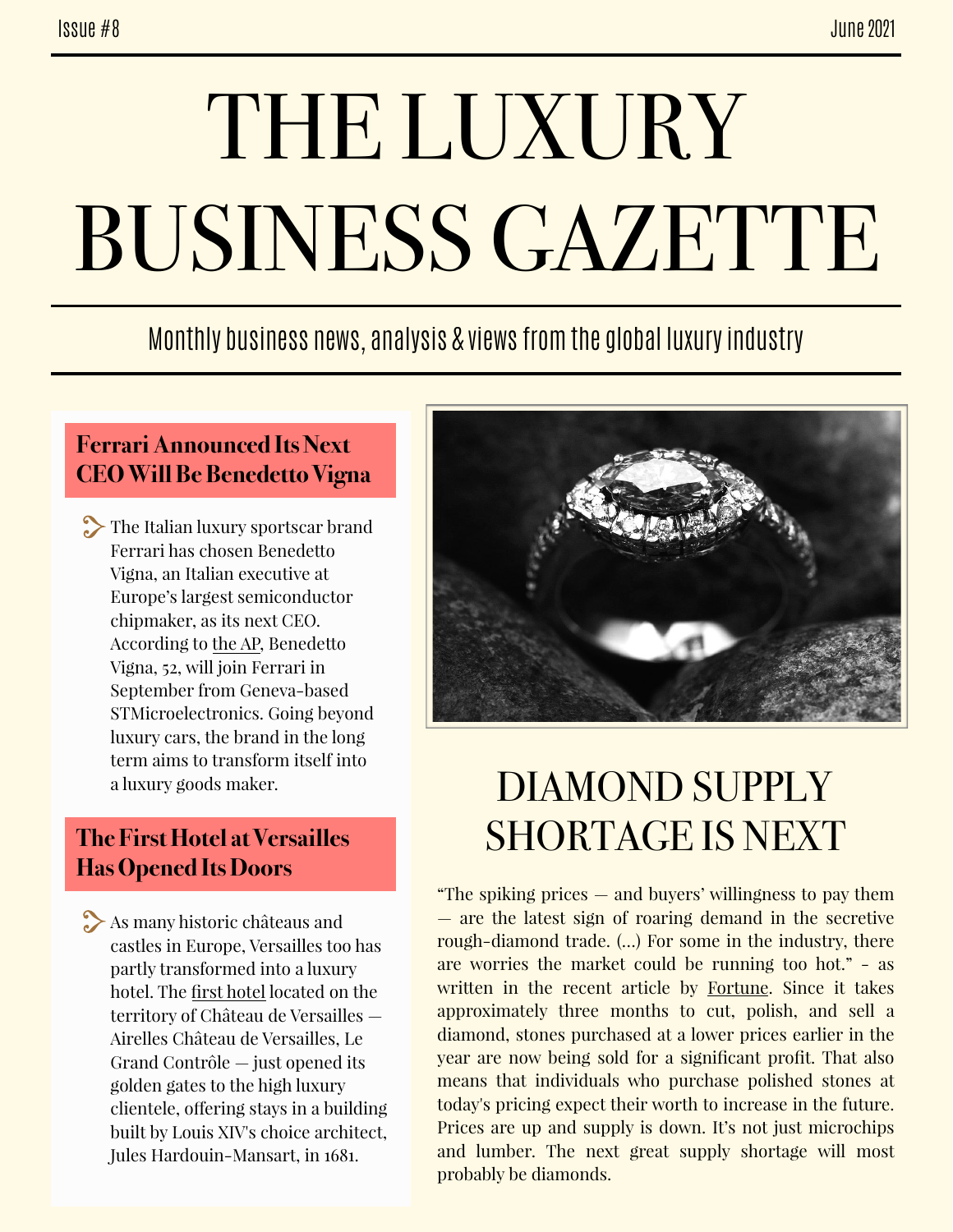Issue #8 June 2021

# THE LUXURY BUSINESS GAZETTE

Monthly business news, analysis & views from the global luxury industry

## Ferrari Announced Its Next CEO Will Be Benedetto Vigna

The Italian luxury sportscar brand Ferrari has chosen Benedetto Vigna, an Italian executive at Europe's largest semiconductor chipmaker, as its next CEO. According to the AP, Benedetto Vigna, 52, will join Ferrari in September from Geneva-based STMicroelectronics. Going beyond luxury cars, the brand in the long term aims to transform itself into a luxury goods maker.

## The First Hotel at Versailles Has Opened Its Doors

As many historic châteaus and castles in Europe, Versailles too has partly transformed into a luxury hotel. The first hotel located on the territory of Château de Versailles — Airelles Château de Versailles, Le Grand Contrôle — just opened its golden gates to the high luxury clientele, offering stays in a building built by Louis XIV's choice architect, Jules Hardouin-Mansart, in 1681.

## DIAMOND SUPPLY SHORTAGE IS NEXT

"The spiking prices — and buyers' willingness to pay them — are the latest sign of roaring demand in the secretive rough-diamond trade. (...) For some in the industry, there are worries the market could be running too hot." - as written in the recent article by Fortune. Since it takes approximately three months to cut, polish, and sell a diamond, stones purchased at a lower prices earlier in the year are now being sold for a significant profit. That also means that individuals who purchase polished stones at today's pricing expect their worth to increase in the future. Prices are up and supply is down. It's not just microchips and lumber. The next great supply shortage will most probably be diamonds.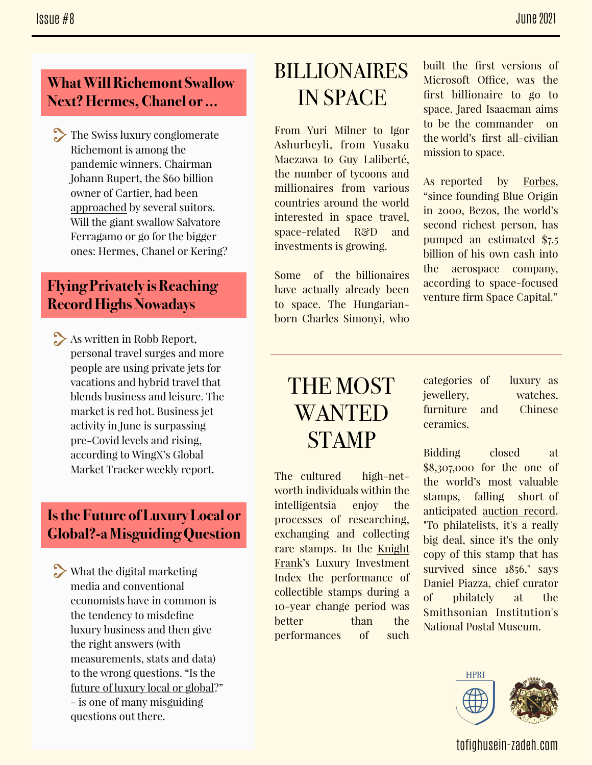## What Will Richemont Swallow Next? Hermes, Chanel or ...

- The Swiss luxury conglomerate Richemont is among the pandemic winners. Chairman Johann Rupert, the $60 billion owner of Cartier, had been approached by several suitors. Will the giant swallow Salvatore Ferragamo or go for the bigger ones: Hermes, Chanel or Kering?

## Flying Privately is Reaching Record Highs Nowadays

- As written in Robb Report, personal travel surges and more people are using private jets for vacations and hybrid travel that blends business and leisure. The market is red hot. Business jet activity in June is surpassing pre-Covid levels and rising, according to WingX's Global Market Tracker weekly report.

## Is the Future of Luxury Local or Global?-a Misguiding Question

- What the digital marketing media and conventional economists have in common is the tendency to misdefine luxury business and then give the right answers (with measurements, stats and data) to the wrong questions. "Is the future of luxury local or global?" - is one of many misguiding questions out there.

# BILLIONAIRES IN SPACE

From Yuri Milner to Igor Ashurbeyli, from Yusaku Maezawa to Guy Laliberté, the number of tycoons and millionaires from various countries around the world interested in space travel, space-related R&D and investments is growing.

Some of the billionaires have actually already been to space. The Hungarian-born Charles Simonyi, who built the first versions of Microsoft Office, was the first billionaire to go to space. Jared Isaacman aims to be the commander on the world's first all-civilian mission to space.

As reported by Forbes, "since founding Blue Origin in 2000, Bezos, the world's second richest person, has pumped an estimated $7.5 billion of his own cash into the aerospace company, according to space-focused venture firm Space Capital."

# THE MOST WANTED STAMP

The cultured high-net-worth individuals within the intelligentsia enjoy the processes of researching, exchanging and collecting rare stamps. In the Knight Frank's Luxury Investment Index the performance of collectible stamps during a 10-year change period was better than the performances of such categories of luxury as jewellery, watches, furniture and Chinese ceramics.

Bidding closed at $8,307,000 for the one of the world's most valuable stamps, falling short of anticipated auction record. "To philatelists, it's a really big deal, since it's the only copy of this stamp that has survived since 1856," says Daniel Piazza, chief curator of philately at the Smithsonian Institution's National Postal Museum.

HPRI

tofighusein-zadeh.com